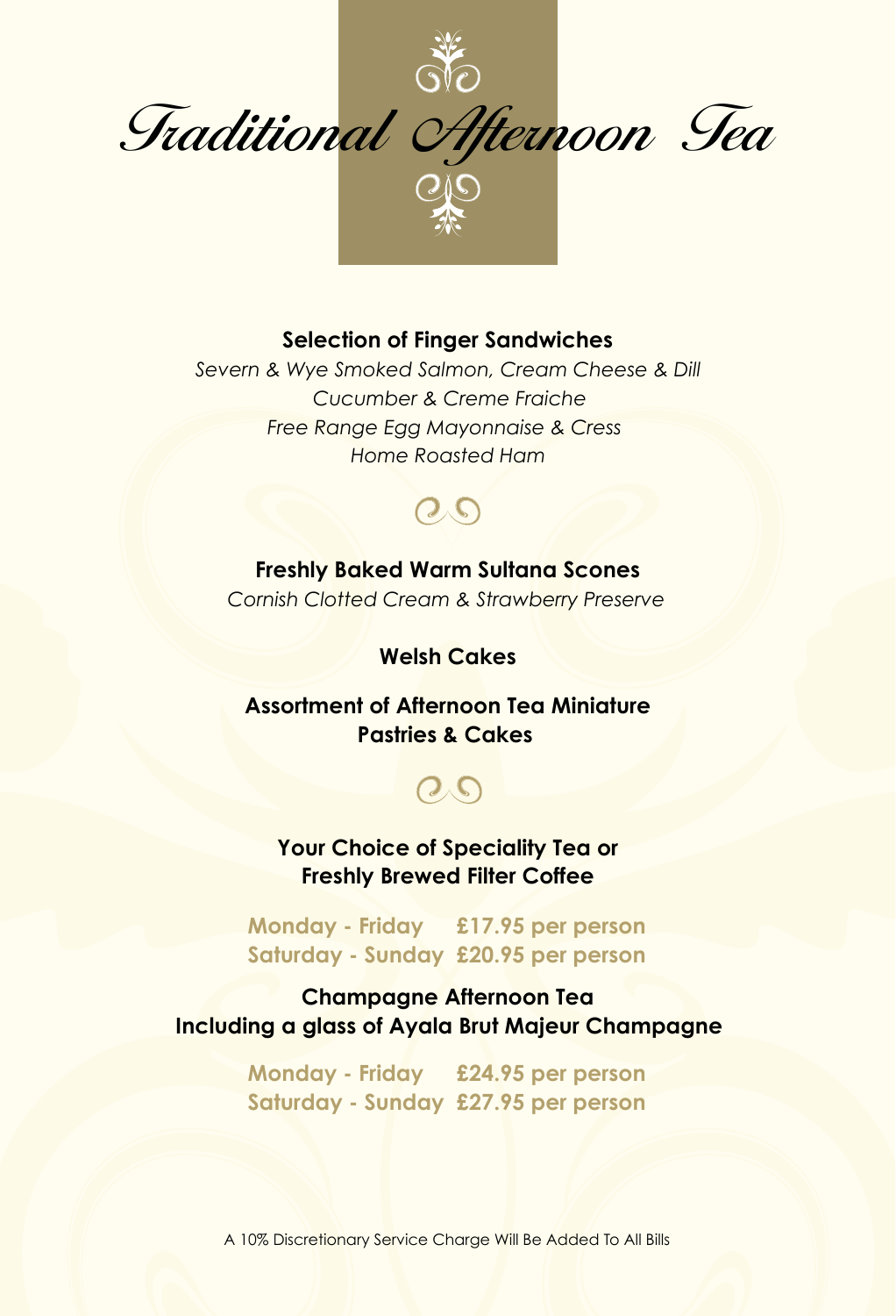# Traditional Afternoon Tea

**Selection of Finger Sandwiches**

*Severn & Wye Smoked Salmon, Cream Cheese & Dill*
*Cucumber & Creme Fraiche*
*Free Range Egg Mayonnaise & Cress*
*Home Roasted Ham*

**Freshly Baked Warm Sultana Scones**

*Cornish Clotted Cream & Strawberry Preserve*

**Welsh Cakes**

**Assortment of Afternoon Tea Miniature Pastries & Cakes**

**Your Choice of Speciality Tea or Freshly Brewed Filter Coffee**

**Monday - Friday £17.95 per person**
**Saturday - Sunday £20.95 per person**

**Champagne Afternoon Tea**
**Including a glass of Ayala Brut Majeur Champagne**

**Monday - Friday £24.95 per person**
**Saturday - Sunday £27.95 per person**

A 10% Discretionary Service Charge Will Be Added To All Bills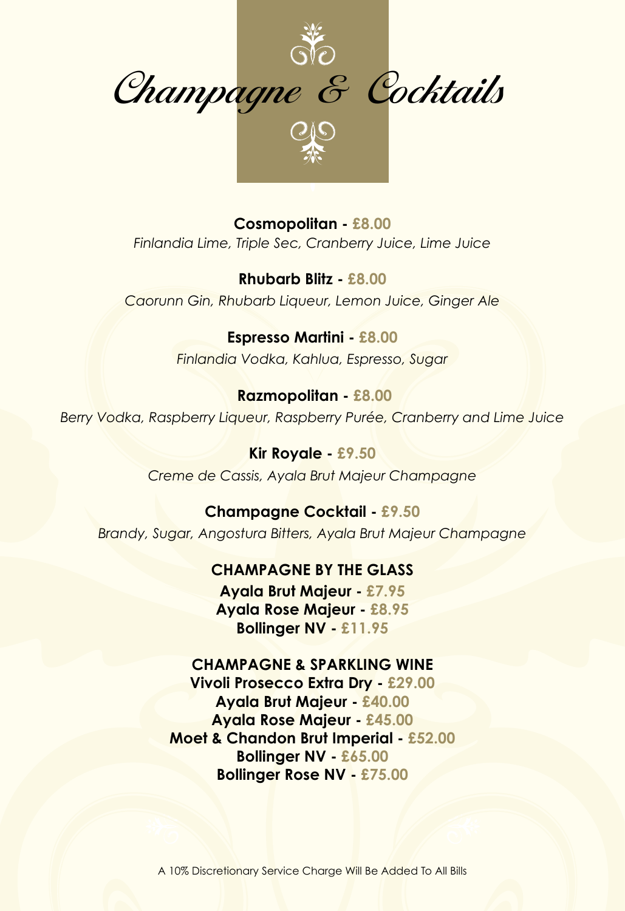# Champagne & Cocktails

**Cosmopolitan - £8.00**
*Finlandia Lime, Triple Sec, Cranberry Juice, Lime Juice*

**Rhubarb Blitz - £8.00**
*Caorunn Gin, Rhubarb Liqueur, Lemon Juice, Ginger Ale*

**Espresso Martini - £8.00**
*Finlandia Vodka, Kahlua, Espresso, Sugar*

**Razmopolitan - £8.00**
*Berry Vodka, Raspberry Liqueur, Raspberry Purée, Cranberry and Lime Juice*

**Kir Royale - £9.50**
*Creme de Cassis, Ayala Brut Majeur Champagne*

**Champagne Cocktail - £9.50**
*Brandy, Sugar, Angostura Bitters, Ayala Brut Majeur Champagne*

## CHAMPAGNE BY THE GLASS

**Ayala Brut Majeur - £7.95**
**Ayala Rose Majeur - £8.95**
**Bollinger NV - £11.95**

## CHAMPAGNE & SPARKLING WINE

**Vivoli Prosecco Extra Dry - £29.00**
**Ayala Brut Majeur - £40.00**
**Ayala Rose Majeur - £45.00**
**Moet & Chandon Brut Imperial - £52.00**
**Bollinger NV - £65.00**
**Bollinger Rose NV - £75.00**

A 10% Discretionary Service Charge Will Be Added To All Bills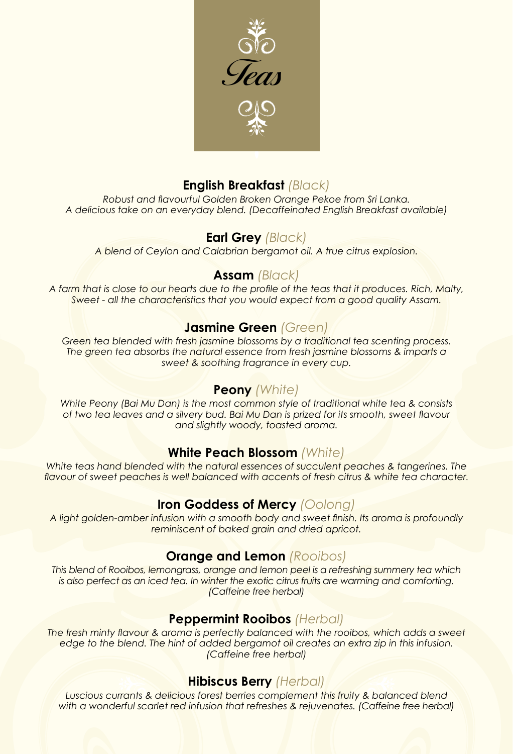# *Teas*

## **English Breakfast** *(Black)*

*Robust and flavourful Golden Broken Orange Pekoe from Sri Lanka. A delicious take on an everyday blend. (Decaffeinated English Breakfast available)*

## **Earl Grey** *(Black)*

*A blend of Ceylon and Calabrian bergamot oil. A true citrus explosion.*

## **Assam** *(Black)*

*A farm that is close to our hearts due to the profile of the teas that it produces. Rich, Malty, Sweet - all the characteristics that you would expect from a good quality Assam.*

## **Jasmine Green** *(Green)*

*Green tea blended with fresh jasmine blossoms by a traditional tea scenting process. The green tea absorbs the natural essence from fresh jasmine blossoms & imparts a sweet & soothing fragrance in every cup.*

## **Peony** *(White)*

*White Peony (Bai Mu Dan) is the most common style of traditional white tea & consists of two tea leaves and a silvery bud. Bai Mu Dan is prized for its smooth, sweet flavour and slightly woody, toasted aroma.*

## **White Peach Blossom** *(White)*

*White teas hand blended with the natural essences of succulent peaches & tangerines. The flavour of sweet peaches is well balanced with accents of fresh citrus & white tea character.*

## **Iron Goddess of Mercy** *(Oolong)*

*A light golden-amber infusion with a smooth body and sweet finish. Its aroma is profoundly reminiscent of baked grain and dried apricot.*

## **Orange and Lemon** *(Rooibos)*

*This blend of Rooibos, lemongrass, orange and lemon peel is a refreshing summery tea which is also perfect as an iced tea. In winter the exotic citrus fruits are warming and comforting. (Caffeine free herbal)*

## **Peppermint Rooibos** *(Herbal)*

*The fresh minty flavour & aroma is perfectly balanced with the rooibos, which adds a sweet edge to the blend. The hint of added bergamot oil creates an extra zip in this infusion. (Caffeine free herbal)*

## **Hibiscus Berry** *(Herbal)*

*Luscious currants & delicious forest berries complement this fruity & balanced blend with a wonderful scarlet red infusion that refreshes & rejuvenates. (Caffeine free herbal)*